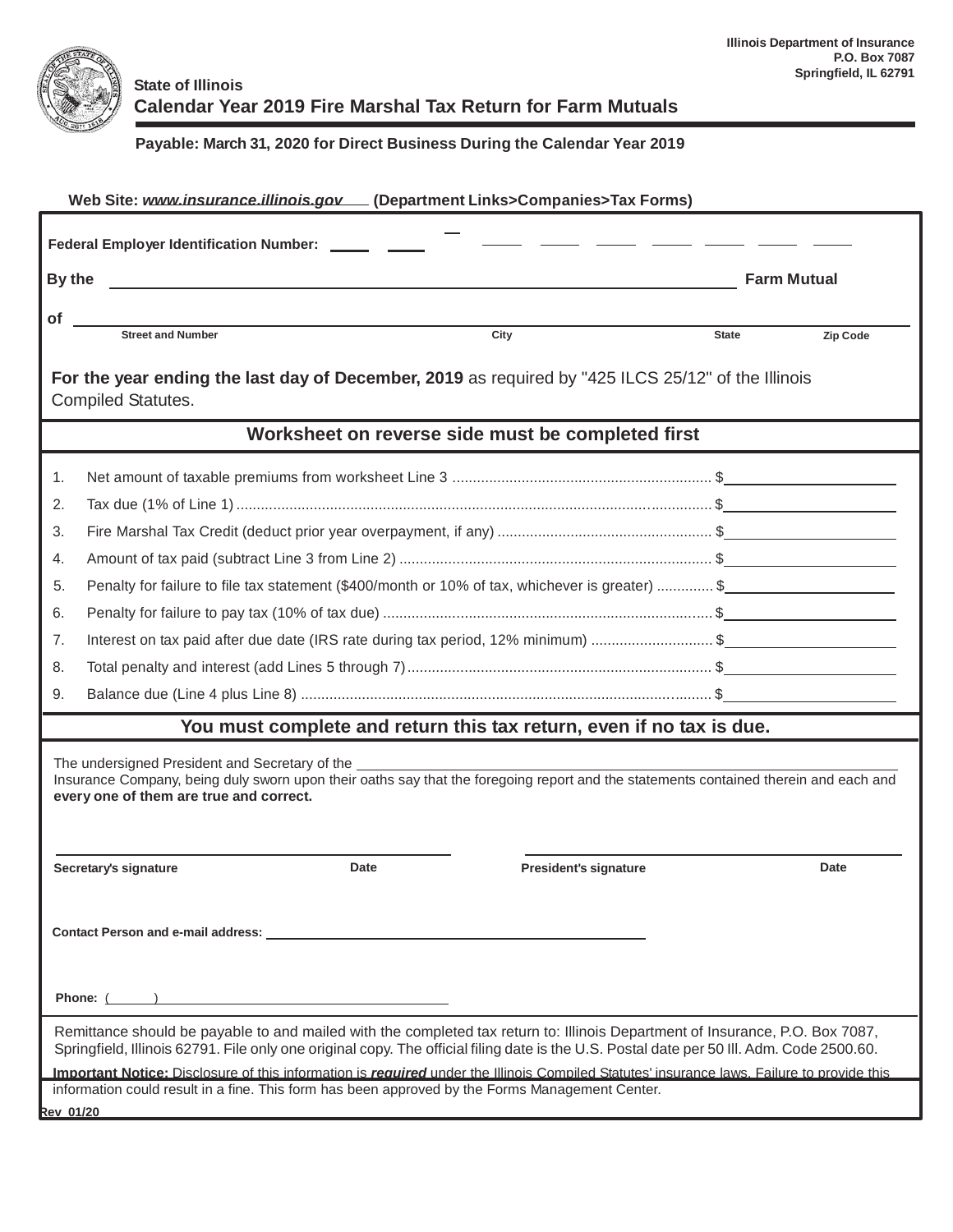Illinois Department of Insurance
P.O. Box 7087
Springfield, IL 62791

**State of Illinois**

# Calendar Year 2019 Fire Marshal Tax Return for Farm Mutuals

**Payable: March 31, 2020 for Direct Business During the Calendar Year 2019**

**Web Site: *www.insurance.illinois.gov* (Department Links>Companies>Tax Forms)**

**Federal Employer Identification Number:** ____ ____ – ____ ____ ____ ____ ____ ____ ____

**By the** ______________________________________________ **Farm Mutual**

**of** ______________________________________________
Street and Number — City — State — Zip Code

**For the year ending the last day of December, 2019** as required by "425 ILCS 25/12" of the Illinois Compiled Statutes.

## Worksheet on reverse side must be completed first

1. Net amount of taxable premiums from worksheet Line 3 ............................................................... $__________
2. Tax due (1% of Line 1) ............................................................................................................... $__________
3. Fire Marshal Tax Credit (deduct prior year overpayment, if any) .................................................... $__________
4. Amount of tax paid (subtract Line 3 from Line 2) ............................................................................ $__________
5. Penalty for failure to file tax statement ($400/month or 10% of tax, whichever is greater) ............. $__________
6. Penalty for failure to pay tax (10% of tax due) ................................................................................ $__________
7. Interest on tax paid after due date (IRS rate during tax period, 12% minimum) ............................. $__________
8. Total penalty and interest (add Lines 5 through 7) .......................................................................... $__________
9. Balance due (Line 4 plus Line 8) ..................................................................................................... $__________

## You must complete and return this tax return, even if no tax is due.

The undersigned President and Secretary of the ______________________________________________ Insurance Company, being duly sworn upon their oaths say that the foregoing report and the statements contained therein and each and **every one of them are true and correct.**

| | | | |
|---|---|---|---|
| **Secretary's signature** | **Date** | **President's signature** | **Date** |

**Contact Person and e-mail address:** ______________________________

**Phone:** ( ) ______________________________

Remittance should be payable to and mailed with the completed tax return to: Illinois Department of Insurance, P.O. Box 7087, Springfield, Illinois 62791. File only one original copy. The official filing date is the U.S. Postal date per 50 Ill. Adm. Code 2500.60.

**Important Notice:** Disclosure of this information is ***required*** under the Illinois Compiled Statutes' insurance laws. Failure to provide this information could result in a fine. This form has been approved by the Forms Management Center.

Rev 01/20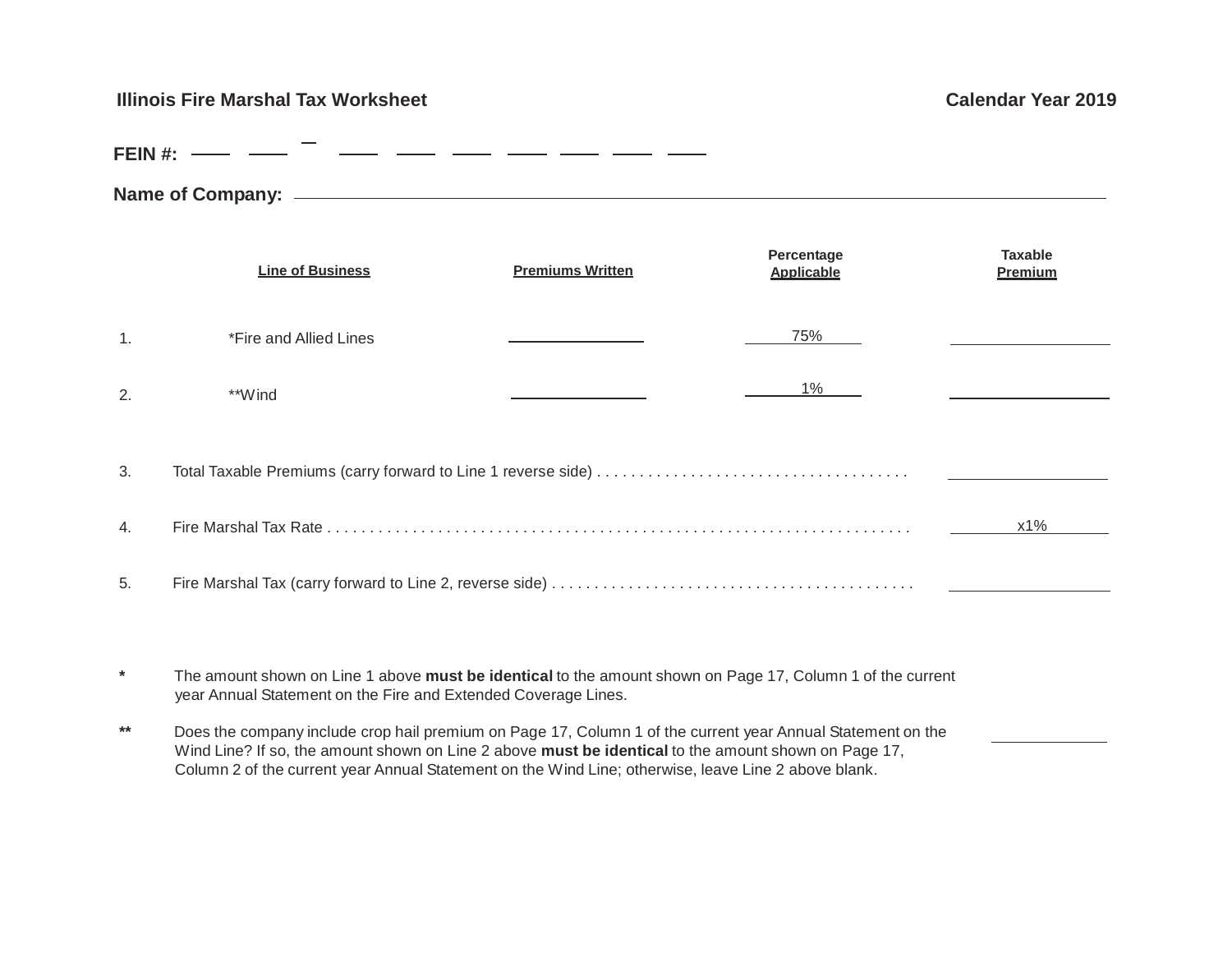**Illinois Fire Marshal Tax Worksheet** **Calendar Year 2019**

**FEIN #:** ___ ___ – ___ ___ ___ ___ ___ ___ ___

**Name of Company:** ______________________________

| | Line of Business | Premiums Written | Percentage Applicable | Taxable Premium |
|---|---|---|---|---|
| 1. | *Fire and Allied Lines | | 75% | |
| 2. | **Wind | | 1% | |

3. Total Taxable Premiums (carry forward to Line 1 reverse side) . . . . . . . . . . . . . . . . . . . . . . . . . . . . . . . . . . . . . ____________

4. Fire Marshal Tax Rate . . . . . . . . . . . . . . . . . . . . . . . . . . . . . . . . . . . . . . . . . . . . . . . . . . . . . . . . . . . . . . . . . . . . . x1%

5. Fire Marshal Tax (carry forward to Line 2, reverse side) . . . . . . . . . . . . . . . . . . . . . . . . . . . . . . . . . . . . . . . . . . . ____________

\* The amount shown on Line 1 above **must be identical** to the amount shown on Page 17, Column 1 of the current year Annual Statement on the Fire and Extended Coverage Lines.

\** Does the company include crop hail premium on Page 17, Column 1 of the current year Annual Statement on the Wind Line? If so, the amount shown on Line 2 above **must be identical** to the amount shown on Page 17, Column 2 of the current year Annual Statement on the Wind Line; otherwise, leave Line 2 above blank. ____________